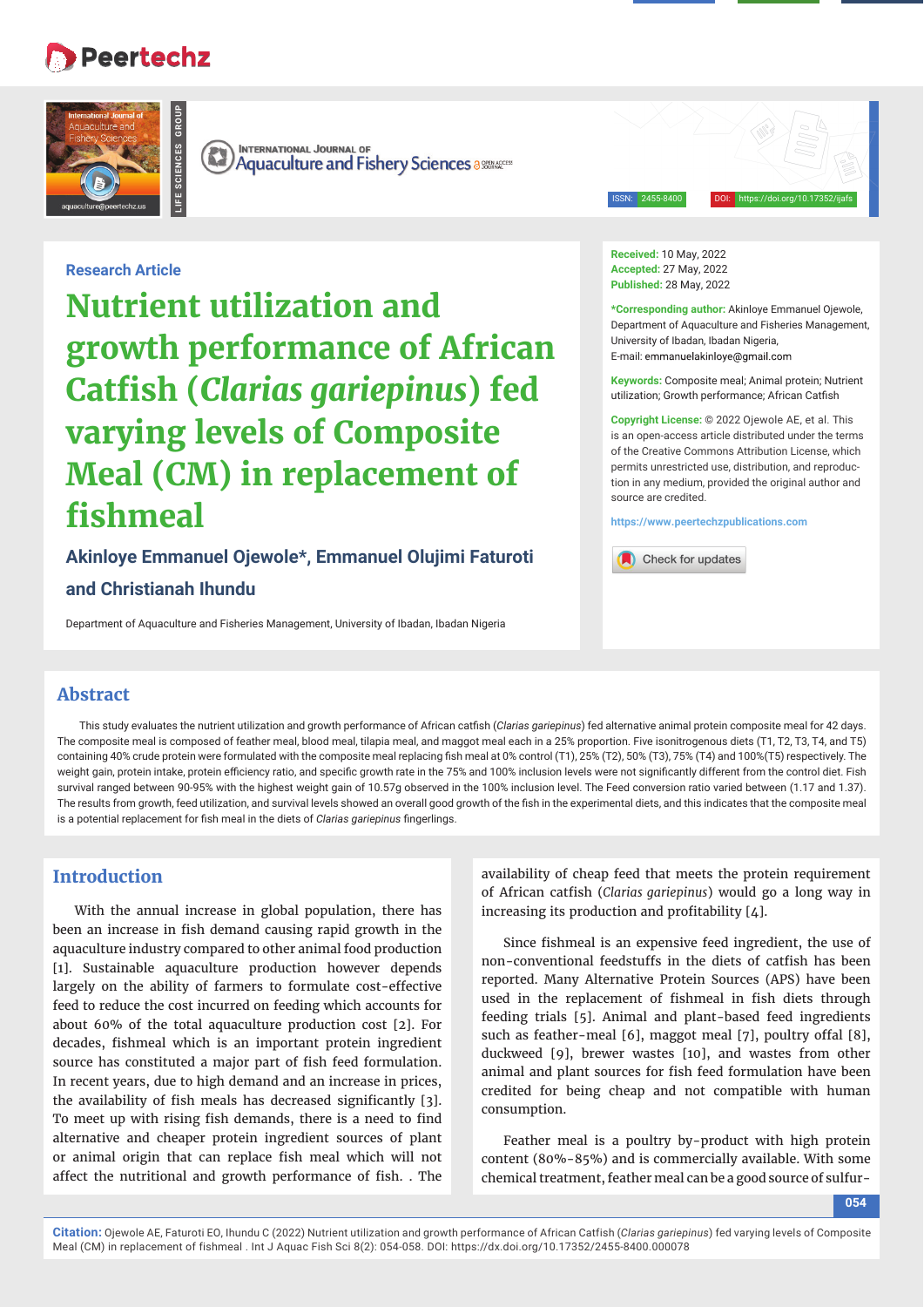Research Article

# Nutrient utilization and growth performance of African Catfish (*Clarias gariepinus*) fed varying levels of Composite Meal (CM) in replacement of fishmeal

**Akinloye Emmanuel Ojewole*, Emmanuel Olujimi Faturoti and Christianah Ihundu**

Department of Aquaculture and Fisheries Management, University of Ibadan, Ibadan Nigeria

**Received:** 10 May, 2022
**Accepted:** 27 May, 2022
**Published:** 28 May, 2022

***Corresponding author:** Akinloye Emmanuel Ojewole, Department of Aquaculture and Fisheries Management, University of Ibadan, Ibadan Nigeria, E-mail: emmanuelakinloye@gmail.com

**Keywords:** Composite meal; Animal protein; Nutrient utilization; Growth performance; African Catfish

**Copyright License:** © 2022 Ojewole AE, et al. This is an open-access article distributed under the terms of the Creative Commons Attribution License, which permits unrestricted use, distribution, and reproduction in any medium, provided the original author and source are credited.

https://www.peertechzpublications.com

## Abstract

This study evaluates the nutrient utilization and growth performance of African catfish (*Clarias gariepinus*) fed alternative animal protein composite meal for 42 days. The composite meal is composed of feather meal, blood meal, tilapia meal, and maggot meal each in a 25% proportion. Five isonitrogenous diets (T1, T2, T3, T4, and T5) containing 40% crude protein were formulated with the composite meal replacing fish meal at 0% control (T1), 25% (T2), 50% (T3), 75% (T4) and 100%(T5) respectively. The weight gain, protein intake, protein efficiency ratio, and specific growth rate in the 75% and 100% inclusion levels were not significantly different from the control diet. Fish survival ranged between 90-95% with the highest weight gain of 10.57g observed in the 100% inclusion level. The Feed conversion ratio varied between (1.17 and 1.37). The results from growth, feed utilization, and survival levels showed an overall good growth of the fish in the experimental diets, and this indicates that the composite meal is a potential replacement for fish meal in the diets of *Clarias gariepinus* fingerlings.

## Introduction

With the annual increase in global population, there has been an increase in fish demand causing rapid growth in the aquaculture industry compared to other animal food production [1]. Sustainable aquaculture production however depends largely on the ability of farmers to formulate cost-effective feed to reduce the cost incurred on feeding which accounts for about 60% of the total aquaculture production cost [2]. For decades, fishmeal which is an important protein ingredient source has constituted a major part of fish feed formulation. In recent years, due to high demand and an increase in prices, the availability of fish meals has decreased significantly [3]. To meet up with rising fish demands, there is a need to find alternative and cheaper protein ingredient sources of plant or animal origin that can replace fish meal which will not affect the nutritional and growth performance of fish. . The availability of cheap feed that meets the protein requirement of African catfish (*Clarias gariepinus*) would go a long way in increasing its production and profitability [4].

Since fishmeal is an expensive feed ingredient, the use of non-conventional feedstuffs in the diets of catfish has been reported. Many Alternative Protein Sources (APS) have been used in the replacement of fishmeal in fish diets through feeding trials [5]. Animal and plant-based feed ingredients such as feather-meal [6], maggot meal [7], poultry offal [8], duckweed [9], brewer wastes [10], and wastes from other animal and plant sources for fish feed formulation have been credited for being cheap and not compatible with human consumption.

Feather meal is a poultry by-product with high protein content (80%-85%) and is commercially available. With some chemical treatment, feather meal can be a good source of sulfur-

**Citation:** Ojewole AE, Faturoti EO, Ihundu C (2022) Nutrient utilization and growth performance of African Catfish (*Clarias gariepinus*) fed varying levels of Composite Meal (CM) in replacement of fishmeal . Int J Aquac Fish Sci 8(2): 054-058. DOI: https://dx.doi.org/10.17352/2455-8400.000078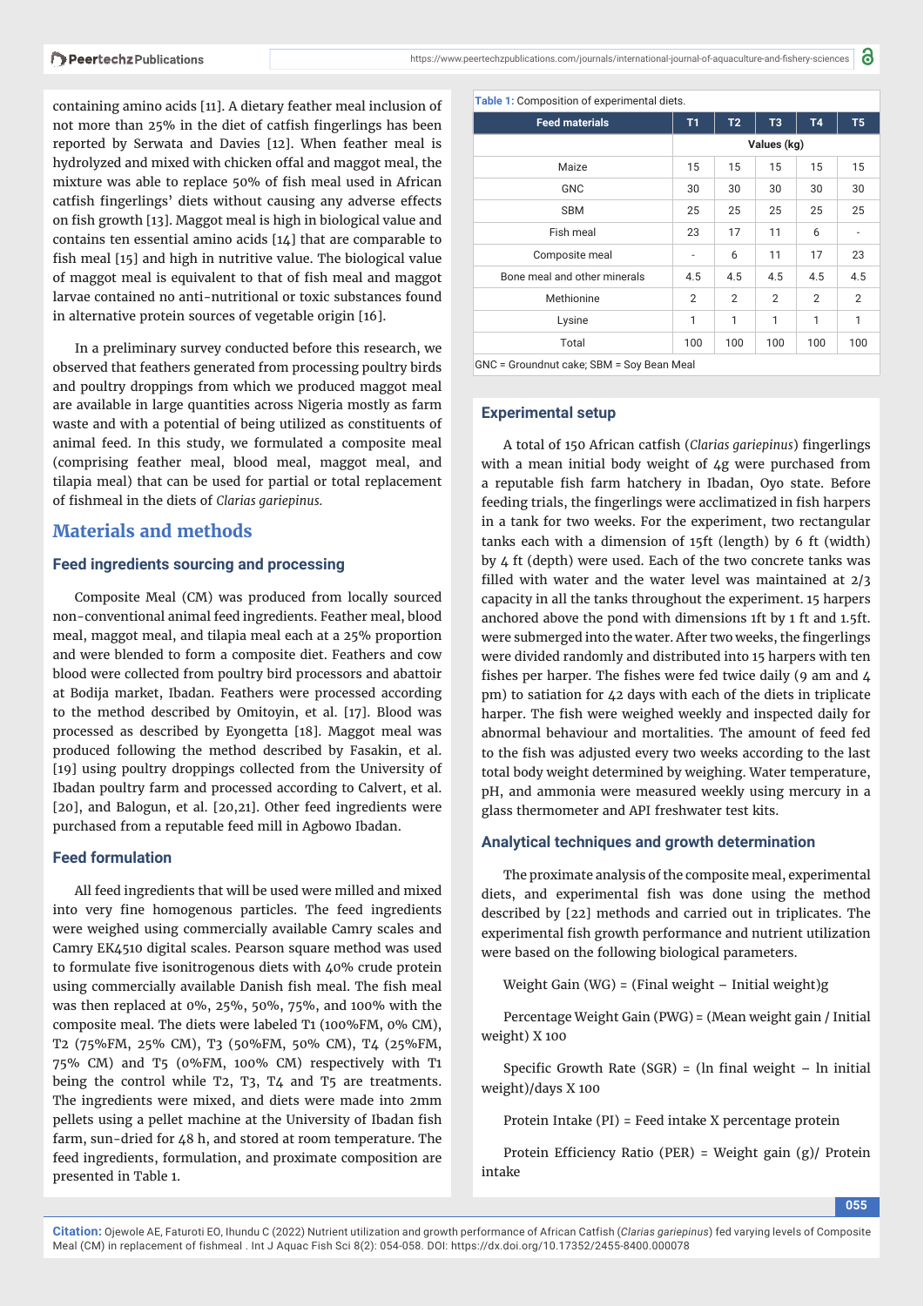containing amino acids [11]. A dietary feather meal inclusion of not more than 25% in the diet of catfish fingerlings has been reported by Serwata and Davies [12]. When feather meal is hydrolyzed and mixed with chicken offal and maggot meal, the mixture was able to replace 50% of fish meal used in African catfish fingerlings' diets without causing any adverse effects on fish growth [13]. Maggot meal is high in biological value and contains ten essential amino acids [14] that are comparable to fish meal [15] and high in nutritive value. The biological value of maggot meal is equivalent to that of fish meal and maggot larvae contained no anti-nutritional or toxic substances found in alternative protein sources of vegetable origin [16].

In a preliminary survey conducted before this research, we observed that feathers generated from processing poultry birds and poultry droppings from which we produced maggot meal are available in large quantities across Nigeria mostly as farm waste and with a potential of being utilized as constituents of animal feed. In this study, we formulated a composite meal (comprising feather meal, blood meal, maggot meal, and tilapia meal) that can be used for partial or total replacement of fishmeal in the diets of *Clarias gariepinus.*

## Materials and methods

### Feed ingredients sourcing and processing

Composite Meal (CM) was produced from locally sourced non-conventional animal feed ingredients. Feather meal, blood meal, maggot meal, and tilapia meal each at a 25% proportion and were blended to form a composite diet. Feathers and cow blood were collected from poultry bird processors and abattoir at Bodija market, Ibadan. Feathers were processed according to the method described by Omitoyin, et al. [17]. Blood was processed as described by Eyongetta [18]. Maggot meal was produced following the method described by Fasakin, et al. [19] using poultry droppings collected from the University of Ibadan poultry farm and processed according to Calvert, et al. [20], and Balogun, et al. [20,21]. Other feed ingredients were purchased from a reputable feed mill in Agbowo Ibadan.

### Feed formulation

All feed ingredients that will be used were milled and mixed into very fine homogenous particles. The feed ingredients were weighed using commercially available Camry scales and Camry EK4510 digital scales. Pearson square method was used to formulate five isonitrogenous diets with 40% crude protein using commercially available Danish fish meal. The fish meal was then replaced at 0%, 25%, 50%, 75%, and 100% with the composite meal. The diets were labeled T1 (100%FM, 0% CM), T2 (75%FM, 25% CM), T3 (50%FM, 50% CM), T4 (25%FM, 75% CM) and T5 (0%FM, 100% CM) respectively with T1 being the control while T2, T3, T4 and T5 are treatments. The ingredients were mixed, and diets were made into 2mm pellets using a pellet machine at the University of Ibadan fish farm, sun-dried for 48 h, and stored at room temperature. The feed ingredients, formulation, and proximate composition are presented in Table 1.

**Table 1:** Composition of experimental diets.

| Feed materials | T1 | T2 | T3 | T4 | T5 |
|---|---|---|---|---|---|
| | Values (kg) | | | | |
| Maize | 15 | 15 | 15 | 15 | 15 |
| GNC | 30 | 30 | 30 | 30 | 30 |
| SBM | 25 | 25 | 25 | 25 | 25 |
| Fish meal | 23 | 17 | 11 | 6 | - |
| Composite meal | - | 6 | 11 | 17 | 23 |
| Bone meal and other minerals | 4.5 | 4.5 | 4.5 | 4.5 | 4.5 |
| Methionine | 2 | 2 | 2 | 2 | 2 |
| Lysine | 1 | 1 | 1 | 1 | 1 |
| Total | 100 | 100 | 100 | 100 | 100 |

GNC = Groundnut cake; SBM = Soy Bean Meal

### Experimental setup

A total of 150 African catfish (*Clarias gariepinus*) fingerlings with a mean initial body weight of 4g were purchased from a reputable fish farm hatchery in Ibadan, Oyo state. Before feeding trials, the fingerlings were acclimatized in fish harpers in a tank for two weeks. For the experiment, two rectangular tanks each with a dimension of 15ft (length) by 6 ft (width) by 4 ft (depth) were used. Each of the two concrete tanks was filled with water and the water level was maintained at 2/3 capacity in all the tanks throughout the experiment. 15 harpers anchored above the pond with dimensions 1ft by 1 ft and 1.5ft. were submerged into the water. After two weeks, the fingerlings were divided randomly and distributed into 15 harpers with ten fishes per harper. The fishes were fed twice daily (9 am and 4 pm) to satiation for 42 days with each of the diets in triplicate harper. The fish were weighed weekly and inspected daily for abnormal behaviour and mortalities. The amount of feed fed to the fish was adjusted every two weeks according to the last total body weight determined by weighing. Water temperature, pH, and ammonia were measured weekly using mercury in a glass thermometer and API freshwater test kits.

### Analytical techniques and growth determination

The proximate analysis of the composite meal, experimental diets, and experimental fish was done using the method described by [22] methods and carried out in triplicates. The experimental fish growth performance and nutrient utilization were based on the following biological parameters.

Weight Gain (WG) = (Final weight – Initial weight)g

Percentage Weight Gain (PWG) = (Mean weight gain / Initial weight) X 100

Specific Growth Rate (SGR) = (ln final weight – ln initial weight)/days X 100

Protein Intake (PI) = Feed intake X percentage protein

Protein Efficiency Ratio (PER) = Weight gain (g)/ Protein intake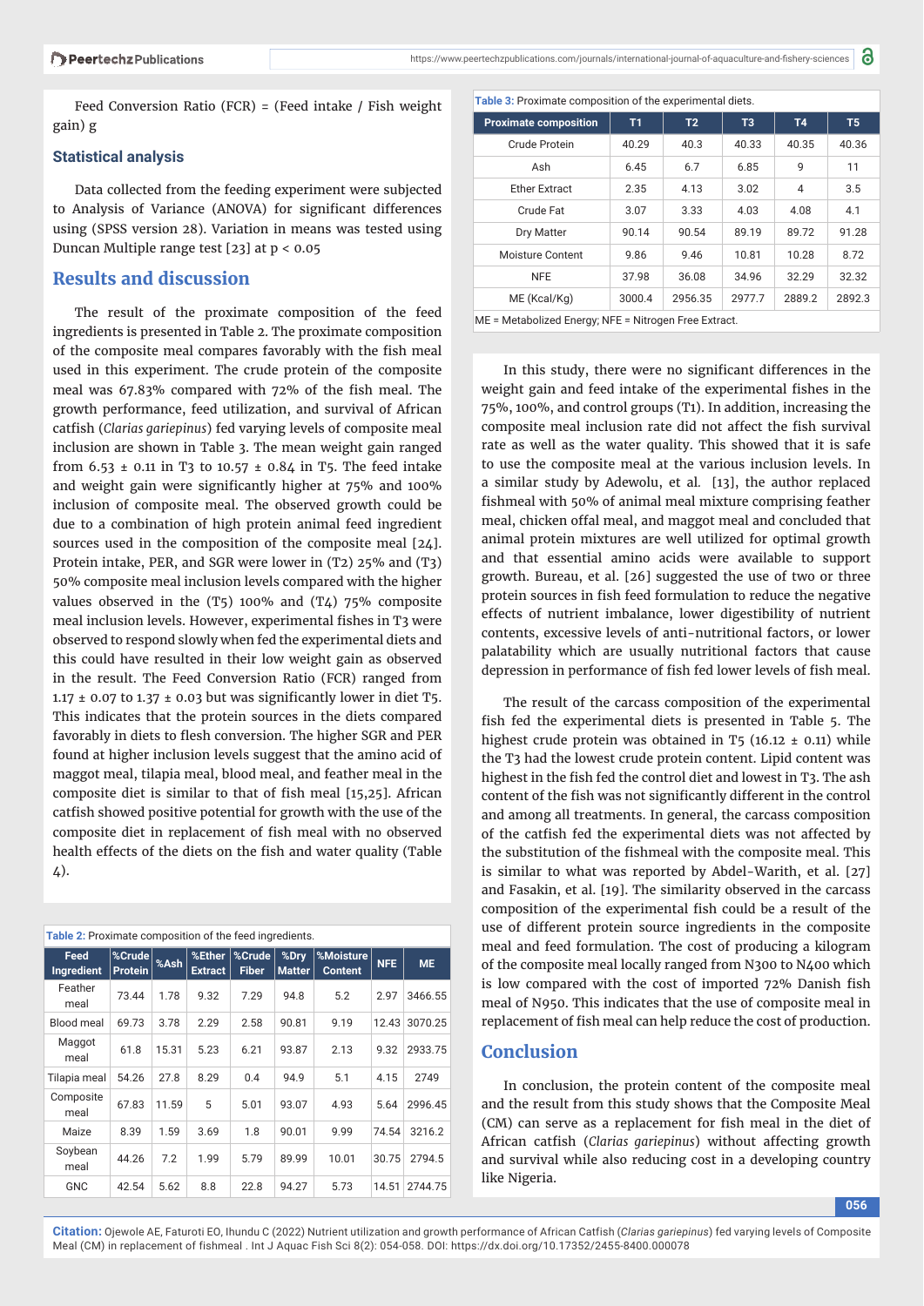Feed Conversion Ratio (FCR) = (Feed intake / Fish weight gain) g

### Statistical analysis

Data collected from the feeding experiment were subjected to Analysis of Variance (ANOVA) for significant differences using (SPSS version 28). Variation in means was tested using Duncan Multiple range test [23] at $p < 0.05$

## Results and discussion

The result of the proximate composition of the feed ingredients is presented in Table 2. The proximate composition of the composite meal compares favorably with the fish meal used in this experiment. The crude protein of the composite meal was 67.83% compared with 72% of the fish meal. The growth performance, feed utilization, and survival of African catfish (*Clarias gariepinus*) fed varying levels of composite meal inclusion are shown in Table 3. The mean weight gain ranged from 6.53 ± 0.11 in T3 to 10.57 ± 0.84 in T5. The feed intake and weight gain were significantly higher at 75% and 100% inclusion of composite meal. The observed growth could be due to a combination of high protein animal feed ingredient sources used in the composition of the composite meal [24]. Protein intake, PER, and SGR were lower in (T2) 25% and (T3) 50% composite meal inclusion levels compared with the higher values observed in the (T5) 100% and (T4) 75% composite meal inclusion levels. However, experimental fishes in T3 were observed to respond slowly when fed the experimental diets and this could have resulted in their low weight gain as observed in the result. The Feed Conversion Ratio (FCR) ranged from 1.17 ± 0.07 to 1.37 ± 0.03 but was significantly lower in diet T5. This indicates that the protein sources in the diets compared favorably in diets to flesh conversion. The higher SGR and PER found at higher inclusion levels suggest that the amino acid of maggot meal, tilapia meal, blood meal, and feather meal in the composite diet is similar to that of fish meal [15,25]. African catfish showed positive potential for growth with the use of the composite diet in replacement of fish meal with no observed health effects of the diets on the fish and water quality (Table 4).

**Table 2:** Proximate composition of the feed ingredients.

| Feed Ingredient | %Crude Protein | %Ash | %Ether Extract | %Crude Fiber | %Dry Matter | %Moisture Content | NFE | ME |
|---|---|---|---|---|---|---|---|---|
| Feather meal | 73.44 | 1.78 | 9.32 | 7.29 | 94.8 | 5.2 | 2.97 | 3466.55 |
| Blood meal | 69.73 | 3.78 | 2.29 | 2.58 | 90.81 | 9.19 | 12.43 | 3070.25 |
| Maggot meal | 61.8 | 15.31 | 5.23 | 6.21 | 93.87 | 2.13 | 9.32 | 2933.75 |
| Tilapia meal | 54.26 | 27.8 | 8.29 | 0.4 | 94.9 | 5.1 | 4.15 | 2749 |
| Composite meal | 67.83 | 11.59 | 5 | 5.01 | 93.07 | 4.93 | 5.64 | 2996.45 |
| Maize | 8.39 | 1.59 | 3.69 | 1.8 | 90.01 | 9.99 | 74.54 | 3216.2 |
| Soybean meal | 44.26 | 7.2 | 1.99 | 5.79 | 89.99 | 10.01 | 30.75 | 2794.5 |
| GNC | 42.54 | 5.62 | 8.8 | 22.8 | 94.27 | 5.73 | 14.51 | 2744.75 |

**Table 3:** Proximate composition of the experimental diets.

| Proximate composition | T1 | T2 | T3 | T4 | T5 |
|---|---|---|---|---|---|
| Crude Protein | 40.29 | 40.3 | 40.33 | 40.35 | 40.36 |
| Ash | 6.45 | 6.7 | 6.85 | 9 | 11 |
| Ether Extract | 2.35 | 4.13 | 3.02 | 4 | 3.5 |
| Crude Fat | 3.07 | 3.33 | 4.03 | 4.08 | 4.1 |
| Dry Matter | 90.14 | 90.54 | 89.19 | 89.72 | 91.28 |
| Moisture Content | 9.86 | 9.46 | 10.81 | 10.28 | 8.72 |
| NFE | 37.98 | 36.08 | 34.96 | 32.29 | 32.32 |
| ME (Kcal/Kg) | 3000.4 | 2956.35 | 2977.7 | 2889.2 | 2892.3 |

ME = Metabolized Energy; NFE = Nitrogen Free Extract.

In this study, there were no significant differences in the weight gain and feed intake of the experimental fishes in the 75%, 100%, and control groups (T1). In addition, increasing the composite meal inclusion rate did not affect the fish survival rate as well as the water quality. This showed that it is safe to use the composite meal at the various inclusion levels. In a similar study by Adewolu, et al. [13], the author replaced fishmeal with 50% of animal meal mixture comprising feather meal, chicken offal meal, and maggot meal and concluded that animal protein mixtures are well utilized for optimal growth and that essential amino acids were available to support growth. Bureau, et al. [26] suggested the use of two or three protein sources in fish feed formulation to reduce the negative effects of nutrient imbalance, lower digestibility of nutrient contents, excessive levels of anti-nutritional factors, or lower palatability which are usually nutritional factors that cause depression in performance of fish fed lower levels of fish meal.

The result of the carcass composition of the experimental fish fed the experimental diets is presented in Table 5. The highest crude protein was obtained in T5 (16.12 ± 0.11) while the T3 had the lowest crude protein content. Lipid content was highest in the fish fed the control diet and lowest in T3. The ash content of the fish was not significantly different in the control and among all treatments. In general, the carcass composition of the catfish fed the experimental diets was not affected by the substitution of the fishmeal with the composite meal. This is similar to what was reported by Abdel-Warith, et al. [27] and Fasakin, et al. [19]. The similarity observed in the carcass composition of the experimental fish could be a result of the use of different protein source ingredients in the composite meal and feed formulation. The cost of producing a kilogram of the composite meal locally ranged from N300 to N400 which is low compared with the cost of imported 72% Danish fish meal of N950. This indicates that the use of composite meal in replacement of fish meal can help reduce the cost of production.

## Conclusion

In conclusion, the protein content of the composite meal and the result from this study shows that the Composite Meal (CM) can serve as a replacement for fish meal in the diet of African catfish (*Clarias gariepinus*) without affecting growth and survival while also reducing cost in a developing country like Nigeria.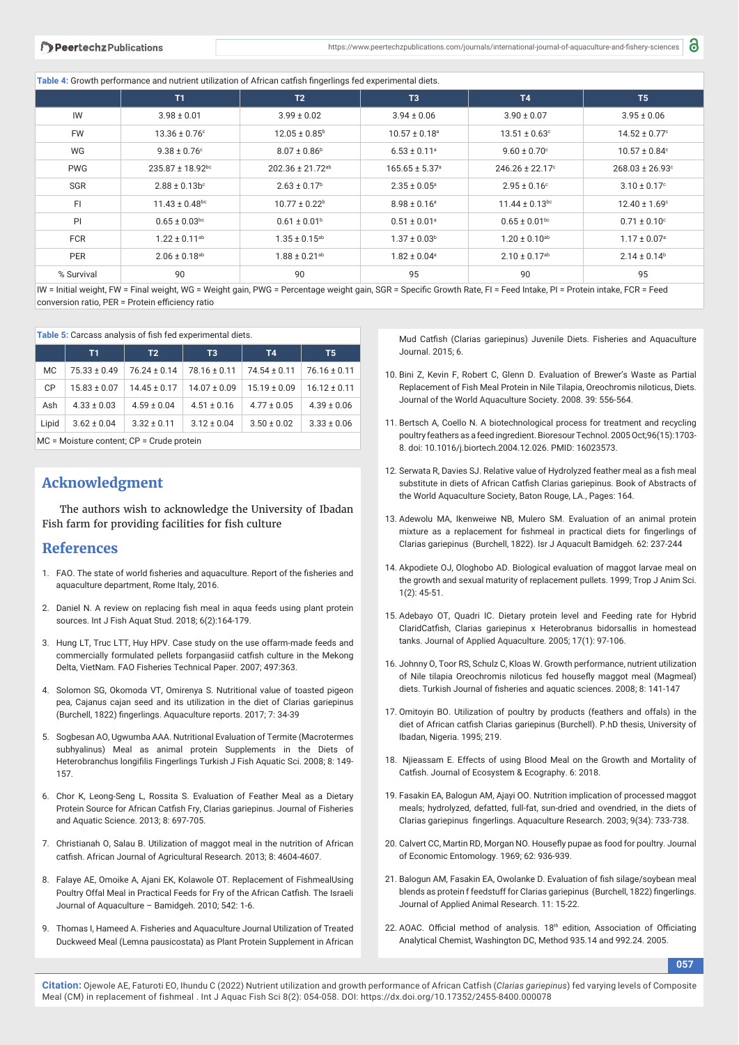Table 4: Growth performance and nutrient utilization of African catfish fingerlings fed experimental diets.

| | T1 | T2 | T3 | T4 | T5 |
|---|---|---|---|---|---|
| IW | 3.98 ± 0.01 | 3.99 ± 0.02 | 3.94 ± 0.06 | 3.90 ± 0.07 | 3.95 ± 0.06 |
| FW | 13.36 ± 0.76[c] | 12.05 ± 0.85[b] | 10.57 ± 0.18[a] | 13.51 ± 0.63[c] | 14.52 ± 0.77[c] |
| WG | 9.38 ± 0.76[c] | 8.07 ± 0.86[b] | 6.53 ± 0.11[a] | 9.60 ± 0.70[c] | 10.57 ± 0.84[c] |
| PWG | 235.87 ± 18.92[bc] | 202.36 ± 21.72[ab] | 165.65 ± 5.37[a] | 246.26 ± 22.17[c] | 268.03 ± 26.93[c] |
| SGR | 2.88 ± 0.13b[c] | 2.63 ± 0.17[b] | 2.35 ± 0.05[a] | 2.95 ± 0.16[c] | 3.10 ± 0.17[c] |
| FI | 11.43 ± 0.48[bc] | 10.77 ± 0.22[b] | 8.98 ± 0.16[a] | 11.44 ± 0.13[bc] | 12.40 ± 1.69[c] |
| PI | 0.65 ± 0.03[bc] | 0.61 ± 0.01[b] | 0.51 ± 0.01[a] | 0.65 ± 0.01[bc] | 0.71 ± 0.10[c] |
| FCR | 1.22 ± 0.11[ab] | 1.35 ± 0.15[ab] | 1.37 ± 0.03[b] | 1.20 ± 0.10[ab] | 1.17 ± 0.07[a] |
| PER | 2.06 ± 0.18[ab] | 1.88 ± 0.21[ab] | 1.82 ± 0.04[a] | 2.10 ± 0.17[ab] | 2.14 ± 0.14[b] |
| % Survival | 90 | 90 | 95 | 90 | 95 |

IW = Initial weight, FW = Final weight, WG = Weight gain, PWG = Percentage weight gain, SGR = Specific Growth Rate, FI = Feed Intake, PI = Protein intake, FCR = Feed conversion ratio, PER = Protein efficiency ratio

Table 5: Carcass analysis of fish fed experimental diets.

| | T1 | T2 | T3 | T4 | T5 |
|---|---|---|---|---|---|
| MC | 75.33 ± 0.49 | 76.24 ± 0.14 | 78.16 ± 0.11 | 74.54 ± 0.11 | 76.16 ± 0.11 |
| CP | 15.83 ± 0.07 | 14.45 ± 0.17 | 14.07 ± 0.09 | 15.19 ± 0.09 | 16.12 ± 0.11 |
| Ash | 4.33 ± 0.03 | 4.59 ± 0.04 | 4.51 ± 0.16 | 4.77 ± 0.05 | 4.39 ± 0.06 |
| Lipid | 3.62 ± 0.04 | 3.32 ± 0.11 | 3.12 ± 0.04 | 3.50 ± 0.02 | 3.33 ± 0.06 |

MC = Moisture content; CP = Crude protein

## Acknowledgment

The authors wish to acknowledge the University of Ibadan Fish farm for providing facilities for fish culture

## References

1. FAO. The state of world fisheries and aquaculture. Report of the fisheries and aquaculture department, Rome Italy, 2016.
2. Daniel N. A review on replacing fish meal in aqua feeds using plant protein sources. Int J Fish Aquat Stud. 2018; 6(2):164-179.
3. Hung LT, Truc LTT, Huy HPV. Case study on the use offarm-made feeds and commercially formulated pellets forpangasiid catfish culture in the Mekong Delta, VietNam. FAO Fisheries Technical Paper. 2007; 497:363.
4. Solomon SG, Okomoda VT, Omirenya S. Nutritional value of toasted pigeon pea, Cajanus cajan seed and its utilization in the diet of Clarias gariepinus (Burchell, 1822) fingerlings. Aquaculture reports. 2017; 7: 34-39
5. Sogbesan AO, Ugwumba AAA. Nutritional Evaluation of Termite (Macrotermes subhyalinus) Meal as animal protein Supplements in the Diets of Heterobranchus longifilis Fingerlings Turkish J Fish Aquatic Sci. 2008; 8: 149-157.
6. Chor K, Leong-Seng L, Rossita S. Evaluation of Feather Meal as a Dietary Protein Source for African Catfish Fry, Clarias gariepinus. Journal of Fisheries and Aquatic Science. 2013; 8: 697-705.
7. Christianah O, Salau B. Utilization of maggot meal in the nutrition of African catfish. African Journal of Agricultural Research. 2013; 8: 4604-4607.
8. Falaye AE, Omoike A, Ajani EK, Kolawole OT. Replacement of FishmealUsing Poultry Offal Meal in Practical Feeds for Fry of the African Catfish. The Israeli Journal of Aquaculture – Bamidgeh. 2010; 542: 1-6.
9. Thomas I, Hameed A. Fisheries and Aquaculture Journal Utilization of Treated Duckweed Meal (Lemna pausicostata) as Plant Protein Supplement in African Mud Catfish (Clarias gariepinus) Juvenile Diets. Fisheries and Aquaculture Journal. 2015; 6.
10. Bini Z, Kevin F, Robert C, Glenn D. Evaluation of Brewer's Waste as Partial Replacement of Fish Meal Protein in Nile Tilapia, Oreochromis niloticus, Diets. Journal of the World Aquaculture Society. 2008. 39: 556-564.
11. Bertsch A, Coello N. A biotechnological process for treatment and recycling poultry feathers as a feed ingredient. Bioresour Technol. 2005 Oct;96(15):1703-8. doi: 10.1016/j.biortech.2004.12.026. PMID: 16023573.
12. Serwata R, Davies SJ. Relative value of Hydrolyzed feather meal as a fish meal substitute in diets of African Catfish Clarias gariepinus. Book of Abstracts of the World Aquaculture Society, Baton Rouge, LA., Pages: 164.
13. Adewolu MA, Ikenweiwe NB, Mulero SM. Evaluation of an animal protein mixture as a replacement for fishmeal in practical diets for fingerlings of Clarias gariepinus (Burchell, 1822). Isr J Aquacult Bamidgeh. 62: 237-244
14. Akpodiete OJ, Ologhobo AD. Biological evaluation of maggot larvae meal on the growth and sexual maturity of replacement pullets. 1999; Trop J Anim Sci. 1(2): 45-51.
15. Adebayo OT, Quadri IC. Dietary protein level and Feeding rate for Hybrid ClaridCatfish, Clarias gariepinus x Heterobranus bidorsallis in homestead tanks. Journal of Applied Aquaculture. 2005; 17(1): 97-106.
16. Johnny O, Toor RS, Schulz C, Kloas W. Growth performance, nutrient utilization of Nile tilapia Oreochromis niloticus fed housefly maggot meal (Magmeal) diets. Turkish Journal of fisheries and aquatic sciences. 2008; 8: 141-147
17. Omitoyin BO. Utilization of poultry by products (feathers and offals) in the diet of African catfish Clarias gariepinus (Burchell). P.hD thesis, University of Ibadan, Nigeria. 1995; 219.
18. Njieassam E. Effects of using Blood Meal on the Growth and Mortality of Catfish. Journal of Ecosystem & Ecography. 6: 2018.
19. Fasakin EA, Balogun AM, Ajayi OO. Nutrition implication of processed maggot meals; hydrolyzed, defatted, full-fat, sun-dried and ovendried, in the diets of Clarias gariepinus fingerlings. Aquaculture Research. 2003; 9(34): 733-738.
20. Calvert CC, Martin RD, Morgan NO. Housefly pupae as food for poultry. Journal of Economic Entomology. 1969; 62: 936-939.
21. Balogun AM, Fasakin EA, Owolanke D. Evaluation of fish silage/soybean meal blends as protein f feedstuff for Clarias gariepinus (Burchell, 1822) fingerlings. Journal of Applied Animal Research. 11: 15-22.
22. AOAC. Official method of analysis. 18th edition, Association of Officiating Analytical Chemist, Washington DC, Method 935.14 and 992.24. 2005.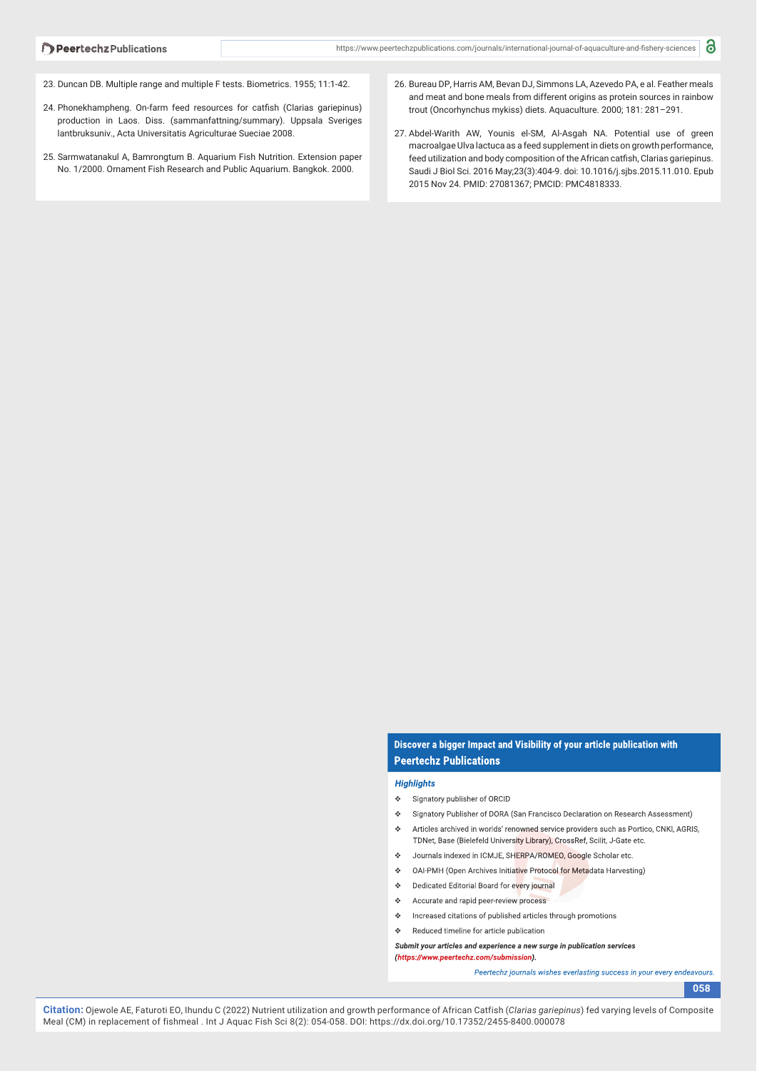23. Duncan DB. Multiple range and multiple F tests. Biometrics. 1955; 11:1-42.

24. Phonekhampheng. On-farm feed resources for catfish (Clarias gariepinus) production in Laos. Diss. (sammanfattning/summary). Uppsala Sveriges lantbruksuniv., Acta Universitatis Agriculturae Sueciae 2008.

25. Sarmwatanakul A, Bamrongtum B. Aquarium Fish Nutrition. Extension paper No. 1/2000. Ornament Fish Research and Public Aquarium. Bangkok. 2000.

26. Bureau DP, Harris AM, Bevan DJ, Simmons LA, Azevedo PA, e al. Feather meals and meat and bone meals from different origins as protein sources in rainbow trout (Oncorhynchus mykiss) diets. Aquaculture. 2000; 181: 281–291.

27. Abdel-Warith AW, Younis el-SM, Al-Asgah NA. Potential use of green macroalgae Ulva lactuca as a feed supplement in diets on growth performance, feed utilization and body composition of the African catfish, Clarias gariepinus. Saudi J Biol Sci. 2016 May;23(3):404-9. doi: 10.1016/j.sjbs.2015.11.010. Epub 2015 Nov 24. PMID: 27081367; PMCID: PMC4818333.

**Discover a bigger Impact and Visibility of your article publication with Peertechz Publications**

***Highlights***

- Signatory publisher of ORCID
- Signatory Publisher of DORA (San Francisco Declaration on Research Assessment)
- Articles archived in worlds' renowned service providers such as Portico, CNKI, AGRIS, TDNet, Base (Bielefeld University Library), CrossRef, Scilit, J-Gate etc.
- Journals indexed in ICMJE, SHERPA/ROMEO, Google Scholar etc.
- OAI-PMH (Open Archives Initiative Protocol for Metadata Harvesting)
- Dedicated Editorial Board for every journal
- Accurate and rapid peer-review process
- Increased citations of published articles through promotions
- Reduced timeline for article publication

***Submit your articles and experience a new surge in publication services (https://www.peertechz.com/submission).***

*Peertechz journals wishes everlasting success in your every endeavours.*

**Citation:** Ojewole AE, Faturoti EO, Ihundu C (2022) Nutrient utilization and growth performance of African Catfish (*Clarias gariepinus*) fed varying levels of Composite Meal (CM) in replacement of fishmeal . Int J Aquac Fish Sci 8(2): 054-058. DOI: https://dx.doi.org/10.17352/2455-8400.000078